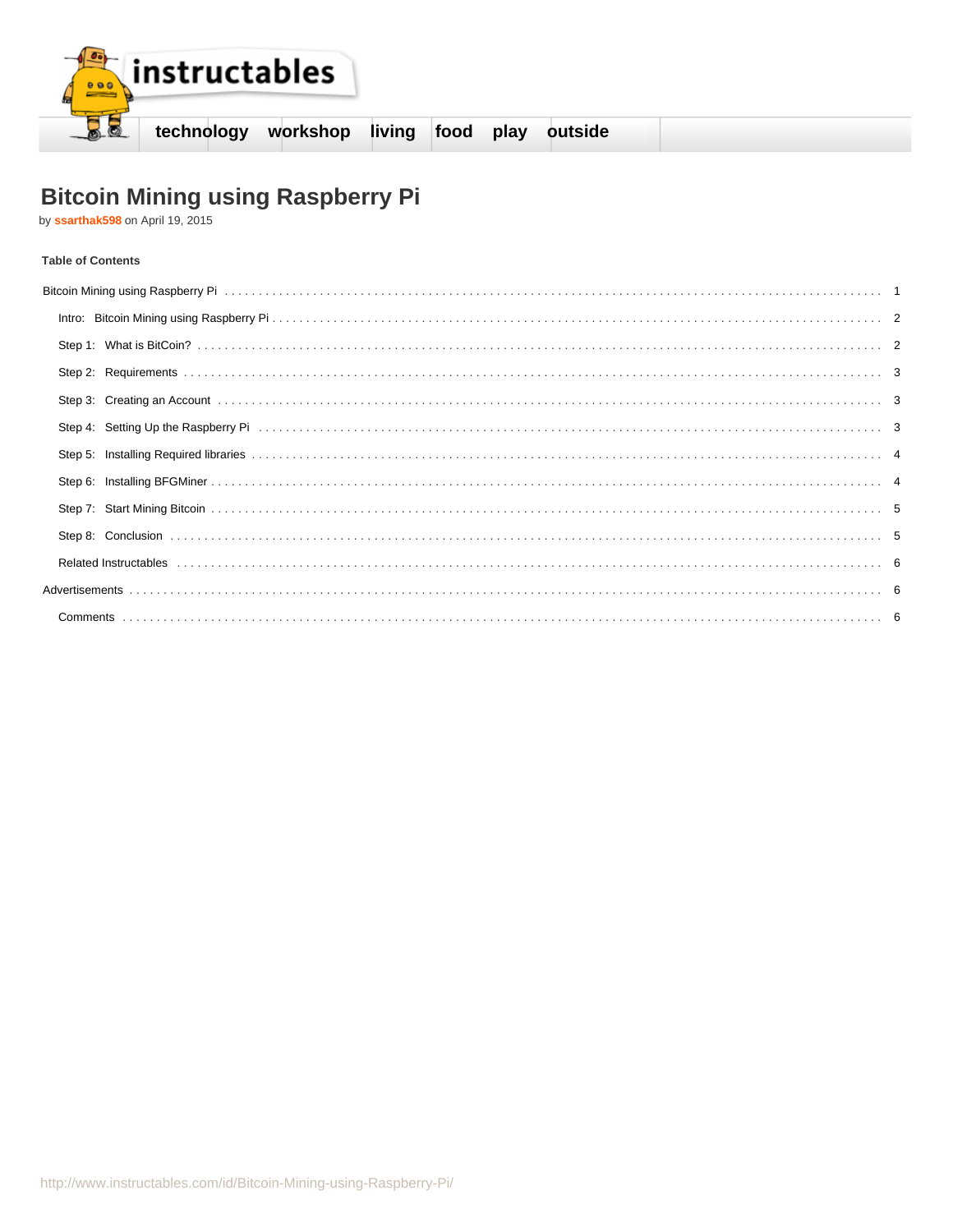technology workshop living food play outside

# Bitcoin Mining using Raspberry Pi

by **ssarthak598** on April 19, 2015

### Table of Contents

| | |
|---|---|
| Bitcoin Mining using Raspberry Pi | 1 |
| Intro: Bitcoin Mining using Raspberry Pi | 2 |
| Step 1: What is BitCoin? | 2 |
| Step 2: Requirements | 3 |
| Step 3: Creating an Account | 3 |
| Step 4: Setting Up the Raspberry Pi | 3 |
| Step 5: Installing Required libraries | 4 |
| Step 6: Installing BFGMiner | 4 |
| Step 7: Start Mining Bitcoin | 5 |
| Step 8: Conclusion | 5 |
| Related Instructables | 6 |
| Advertisements | 6 |
| Comments | 6 |

http://www.instructables.com/id/Bitcoin-Mining-using-Raspberry-Pi/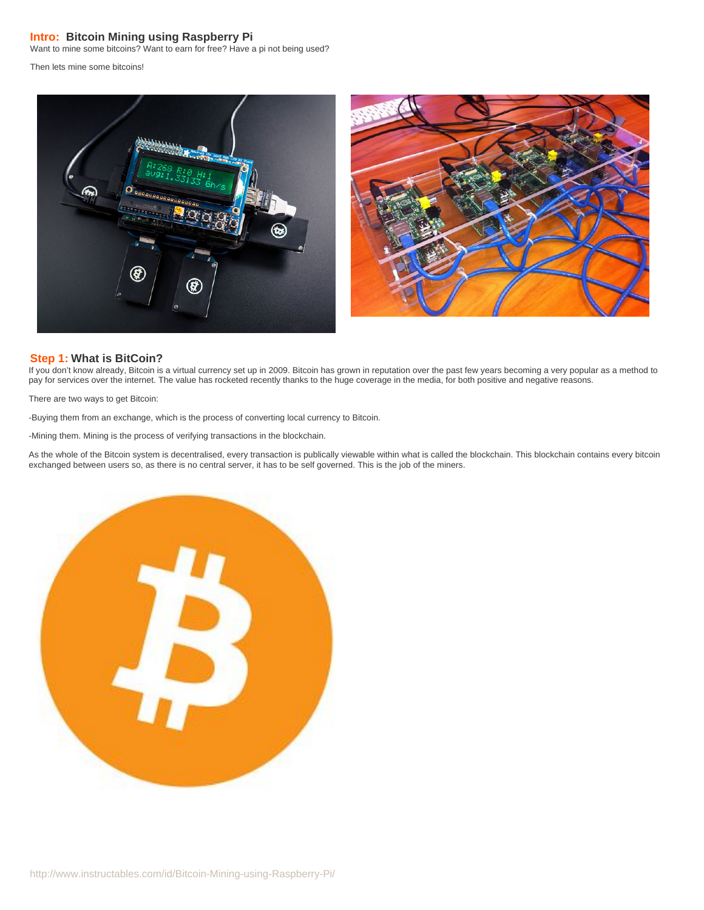## Intro: Bitcoin Mining using Raspberry Pi

Want to mine some bitcoins? Want to earn for free? Have a pi not being used?

Then lets mine some bitcoins!

## Step 1: What is BitCoin?

If you don't know already, Bitcoin is a virtual currency set up in 2009. Bitcoin has grown in reputation over the past few years becoming a very popular as a method to pay for services over the internet. The value has rocketed recently thanks to the huge coverage in the media, for both positive and negative reasons.

There are two ways to get Bitcoin:

-Buying them from an exchange, which is the process of converting local currency to Bitcoin.

-Mining them. Mining is the process of verifying transactions in the blockchain.

As the whole of the Bitcoin system is decentralised, every transaction is publically viewable within what is called the blockchain. This blockchain contains every bitcoin exchanged between users so, as there is no central server, it has to be self governed. This is the job of the miners.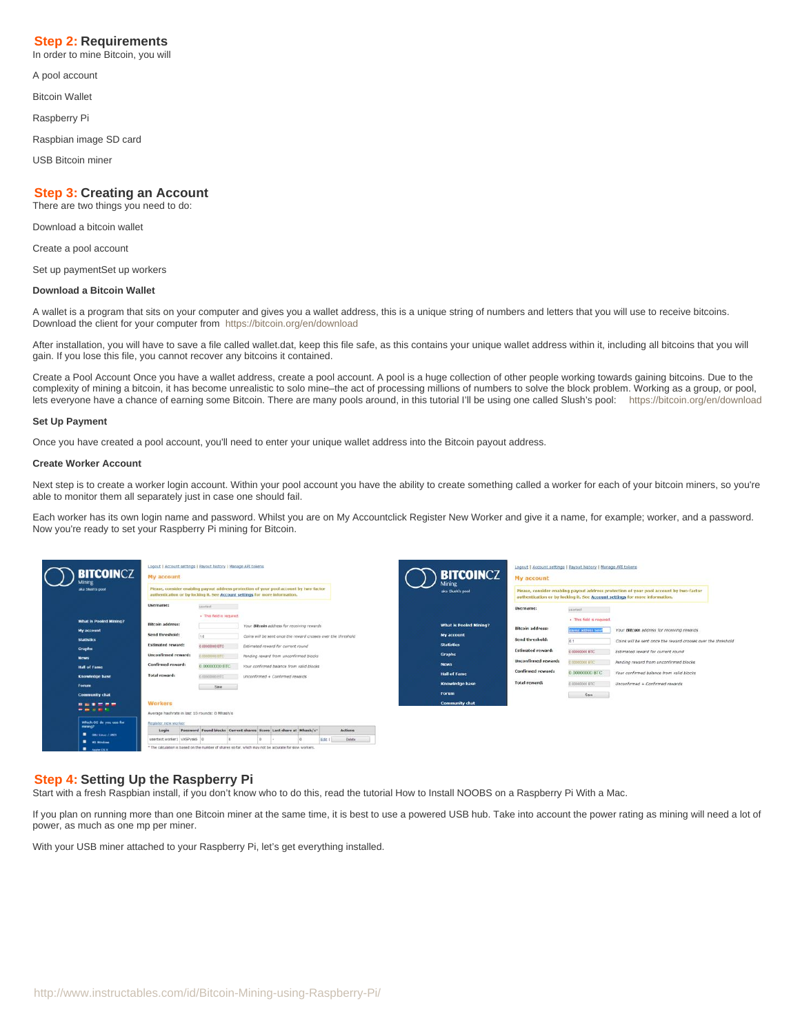## Step 2: Requirements

In order to mine Bitcoin, you will

A pool account

Bitcoin Wallet

Raspberry Pi

Raspbian image SD card

USB Bitcoin miner

## Step 3: Creating an Account

There are two things you need to do:

Download a bitcoin wallet

Create a pool account

Set up paymentSet up workers

**Download a Bitcoin Wallet**

A wallet is a program that sits on your computer and gives you a wallet address, this is a unique string of numbers and letters that you will use to receive bitcoins. Download the client for your computer from https://bitcoin.org/en/download

After installation, you will have to save a file called wallet.dat, keep this file safe, as this contains your unique wallet address within it, including all bitcoins that you will gain. If you lose this file, you cannot recover any bitcoins it contained.

Create a Pool Account Once you have a wallet address, create a pool account. A pool is a huge collection of other people working towards gaining bitcoins. Due to the complexity of mining a bitcoin, it has become unrealistic to solo mine–the act of processing millions of numbers to solve the block problem. Working as a group, or pool, lets everyone have a chance of earning some Bitcoin. There are many pools around, in this tutorial I'll be using one called Slush's pool: https://bitcoin.org/en/download

**Set Up Payment**

Once you have created a pool account, you'll need to enter your unique wallet address into the Bitcoin payout address.

**Create Worker Account**

Next step is to create a worker login account. Within your pool account you have the ability to create something called a worker for each of your bitcoin miners, so you're able to monitor them all separately just in case one should fail.

Each worker has its own login name and password. Whilst you are on My Accountclick Register New Worker and give it a name, for example; worker, and a password. Now you're ready to set your Raspberry Pi mining for Bitcoin.

## Step 4: Setting Up the Raspberry Pi

Start with a fresh Raspbian install, if you don't know who to do this, read the tutorial How to Install NOOBS on a Raspberry Pi With a Mac.

If you plan on running more than one Bitcoin miner at the same time, it is best to use a powered USB hub. Take into account the power rating as mining will need a lot of power, as much as one mp per miner.

With your USB miner attached to your Raspberry Pi, let's get everything installed.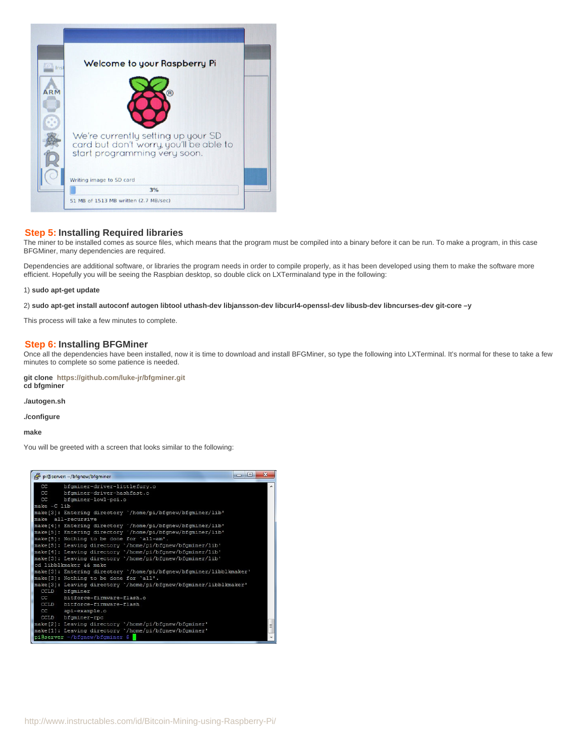## Step 5: Installing Required libraries

The miner to be installed comes as source files, which means that the program must be compiled into a binary before it can be run. To make a program, in this case BFGMiner, many dependencies are required.

Dependencies are additional software, or libraries the program needs in order to compile properly, as it has been developed using them to make the software more efficient. Hopefully you will be seeing the Raspbian desktop, so double click on LXTerminaland type in the following:

1) **sudo apt-get update**

2) **sudo apt-get install autoconf autogen libtool uthash-dev libjansson-dev libcurl4-openssl-dev libusb-dev libncurses-dev git-core –y**

This process will take a few minutes to complete.

## Step 6: Installing BFGMiner

Once all the dependencies have been installed, now it is time to download and install BFGMiner, so type the following into LXTerminal. It's normal for these to take a few minutes to complete so some patience is needed.

**git clone https://github.com/luke-jr/bfgminer.git**
**cd bfgminer**

**./autogen.sh**

**./configure**

**make**

You will be greeted with a screen that looks similar to the following: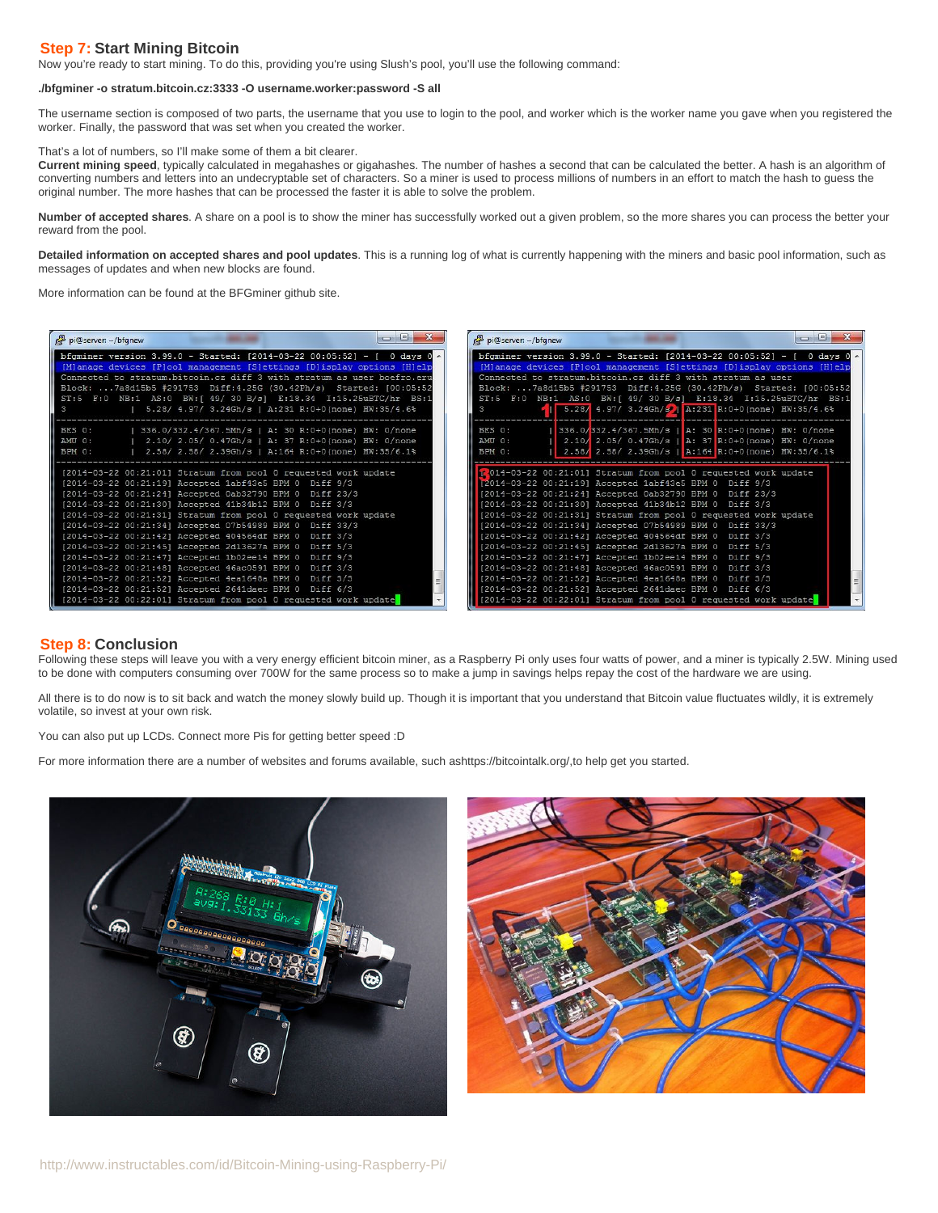## Step 7: Start Mining Bitcoin

Now you're ready to start mining. To do this, providing you're using Slush's pool, you'll use the following command:

**./bfgminer -o stratum.bitcoin.cz:3333 -O username.worker:password -S all**

The username section is composed of two parts, the username that you use to login to the pool, and worker which is the worker name you gave when you registered the worker. Finally, the password that was set when you created the worker.

That's a lot of numbers, so I'll make some of them a bit clearer.

**Current mining speed**, typically calculated in megahashes or gigahashes. The number of hashes a second that can be calculated the better. A hash is an algorithm of converting numbers and letters into an undecryptable set of characters. So a miner is used to process millions of numbers in an effort to match the hash to guess the original number. The more hashes that can be processed the faster it is able to solve the problem.

**Number of accepted shares**. A share on a pool is to show the miner has successfully worked out a given problem, so the more shares you can process the better your reward from the pool.

**Detailed information on accepted shares and pool updates**. This is a running log of what is currently happening with the miners and basic pool information, such as messages of updates and when new blocks are found.

More information can be found at the BFGminer github site.

## Step 8: Conclusion

Following these steps will leave you with a very energy efficient bitcoin miner, as a Raspberry Pi only uses four watts of power, and a miner is typically 2.5W. Mining used to be done with computers consuming over 700W for the same process so to make a jump in savings helps repay the cost of the hardware we are using.

All there is to do now is to sit back and watch the money slowly build up. Though it is important that you understand that Bitcoin value fluctuates wildly, it is extremely volatile, so invest at your own risk.

You can also put up LCDs. Connect more Pis for getting better speed :D

For more information there are a number of websites and forums available, such ashttps://bitcointalk.org/,to help get you started.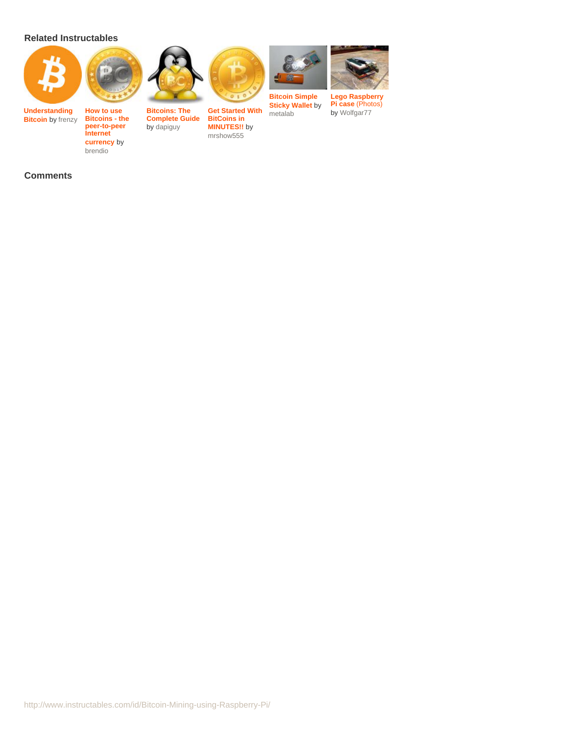## Related Instructables

- **Understanding Bitcoin** by frenzy
- **How to use Bitcoins - the peer-to-peer Internet currency** by brendio
- **Bitcoins: The Complete Guide** by dapiguy
- **Get Started With BitCoins in MINUTES!!** by mrshow555
- **Bitcoin Simple Sticky Wallet** by metalab
- **Lego Raspberry Pi case** (Photos) by Wolfgar77

## Comments

http://www.instructables.com/id/Bitcoin-Mining-using-Raspberry-Pi/